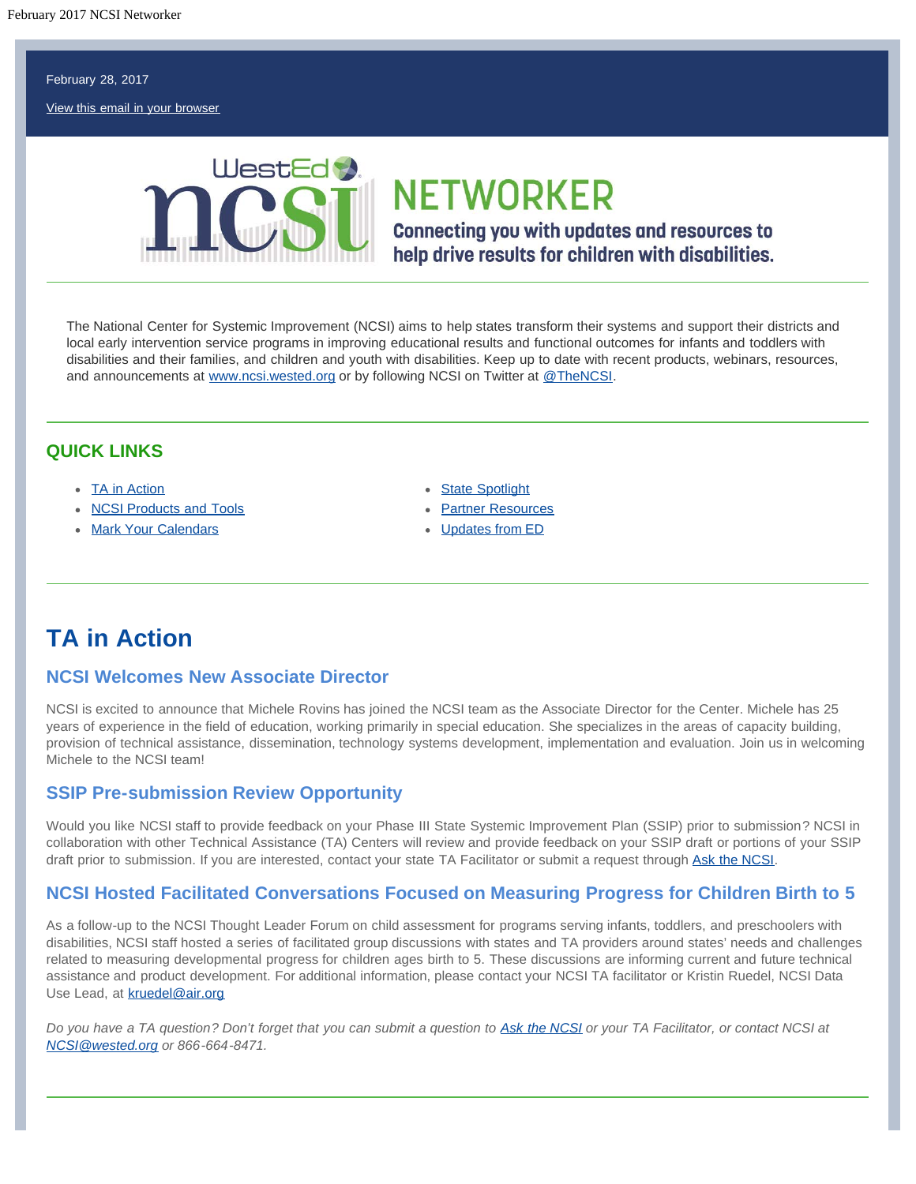February 28, 2017

View this email in your browser

# NETWORKER

**Connecting you with updates and resources to help drive results for children with disabilities.**

The National Center for Systemic Improvement (NCSI) aims to help states transform their systems and support their districts and local early intervention service programs in improving educational results and functional outcomes for infants and toddlers with disabilities and their families, and children and youth with disabilities. Keep up to date with recent products, webinars, resources, and announcements at www.ncsi.wested.org or by following NCSI on Twitter at @TheNCSI.

## QUICK LINKS

- TA in Action
- NCSI Products and Tools
- Mark Your Calendars
- State Spotlight
- Partner Resources
- Updates from ED

# TA in Action

### NCSI Welcomes New Associate Director

NCSI is excited to announce that Michele Rovins has joined the NCSI team as the Associate Director for the Center. Michele has 25 years of experience in the field of education, working primarily in special education. She specializes in the areas of capacity building, provision of technical assistance, dissemination, technology systems development, implementation and evaluation. Join us in welcoming Michele to the NCSI team!

### SSIP Pre-submission Review Opportunity

Would you like NCSI staff to provide feedback on your Phase III State Systemic Improvement Plan (SSIP) prior to submission? NCSI in collaboration with other Technical Assistance (TA) Centers will review and provide feedback on your SSIP draft or portions of your SSIP draft prior to submission. If you are interested, contact your state TA Facilitator or submit a request through Ask the NCSI.

### NCSI Hosted Facilitated Conversations Focused on Measuring Progress for Children Birth to 5

As a follow-up to the NCSI Thought Leader Forum on child assessment for programs serving infants, toddlers, and preschoolers with disabilities, NCSI staff hosted a series of facilitated group discussions with states and TA providers around states' needs and challenges related to measuring developmental progress for children ages birth to 5. These discussions are informing current and future technical assistance and product development. For additional information, please contact your NCSI TA facilitator or Kristin Ruedel, NCSI Data Use Lead, at kruedel@air.org

*Do you have a TA question? Don't forget that you can submit a question to Ask the NCSI or your TA Facilitator, or contact NCSI at NCSI@wested.org or 866-664-8471.*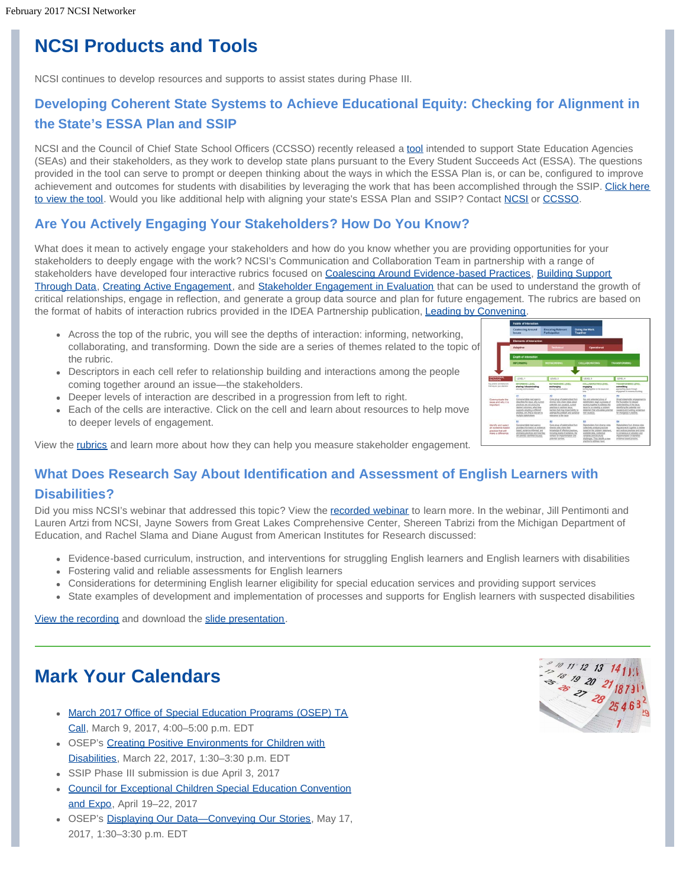# NCSI Products and Tools

NCSI continues to develop resources and supports to assist states during Phase III.

## Developing Coherent State Systems to Achieve Educational Equity: Checking for Alignment in the State's ESSA Plan and SSIP

NCSI and the Council of Chief State School Officers (CCSSO) recently released a tool intended to support State Education Agencies (SEAs) and their stakeholders, as they work to develop state plans pursuant to the Every Student Succeeds Act (ESSA). The questions provided in the tool can serve to prompt or deepen thinking about the ways in which the ESSA Plan is, or can be, configured to improve achievement and outcomes for students with disabilities by leveraging the work that has been accomplished through the SSIP. Click here to view the tool. Would you like additional help with aligning your state's ESSA Plan and SSIP? Contact NCSI or CCSSO.

## Are You Actively Engaging Your Stakeholders? How Do You Know?

What does it mean to actively engage your stakeholders and how do you know whether you are providing opportunities for your stakeholders to deeply engage with the work? NCSI's Communication and Collaboration Team in partnership with a range of stakeholders have developed four interactive rubrics focused on Coalescing Around Evidence-based Practices, Building Support Through Data, Creating Active Engagement, and Stakeholder Engagement in Evaluation that can be used to understand the growth of critical relationships, engage in reflection, and generate a group data source and plan for future engagement. The rubrics are based on the format of habits of interaction rubrics provided in the IDEA Partnership publication, Leading by Convening.

- Across the top of the rubric, you will see the depths of interaction: informing, networking, collaborating, and transforming. Down the side are a series of themes related to the topic of the rubric.
- Descriptors in each cell refer to relationship building and interactions among the people coming together around an issue—the stakeholders.
- Deeper levels of interaction are described in a progression from left to right.
- Each of the cells are interactive. Click on the cell and learn about resources to help move to deeper levels of engagement.

View the rubrics and learn more about how they can help you measure stakeholder engagement.

## What Does Research Say About Identification and Assessment of English Learners with Disabilities?

Did you miss NCSI's webinar that addressed this topic? View the recorded webinar to learn more. In the webinar, Jill Pentimonti and Lauren Artzi from NCSI, Jayne Sowers from Great Lakes Comprehensive Center, Shereen Tabrizi from the Michigan Department of Education, and Rachel Slama and Diane August from American Institutes for Research discussed:

- Evidence-based curriculum, instruction, and interventions for struggling English learners and English learners with disabilities
- Fostering valid and reliable assessments for English learners
- Considerations for determining English learner eligibility for special education services and providing support services
- State examples of development and implementation of processes and supports for English learners with suspected disabilities

View the recording and download the slide presentation.

# Mark Your Calendars

- March 2017 Office of Special Education Programs (OSEP) TA Call, March 9, 2017, 4:00–5:00 p.m. EDT
- OSEP's Creating Positive Environments for Children with Disabilities, March 22, 2017, 1:30–3:30 p.m. EDT
- SSIP Phase III submission is due April 3, 2017
- Council for Exceptional Children Special Education Convention and Expo, April 19–22, 2017
- OSEP's Displaying Our Data—Conveying Our Stories, May 17, 2017, 1:30–3:30 p.m. EDT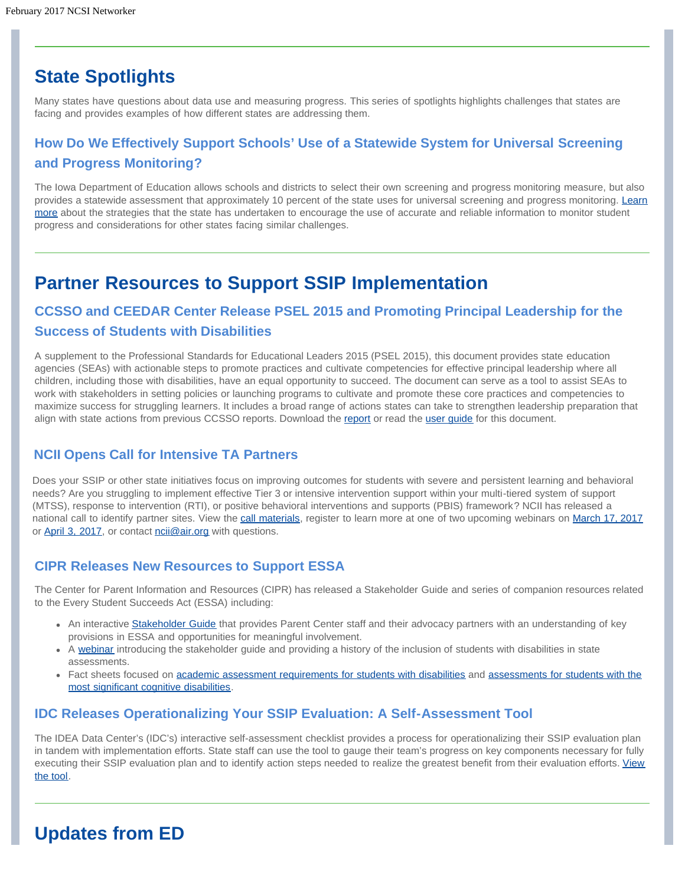## State Spotlights

Many states have questions about data use and measuring progress. This series of spotlights highlights challenges that states are facing and provides examples of how different states are addressing them.

### How Do We Effectively Support Schools' Use of a Statewide System for Universal Screening and Progress Monitoring?

The Iowa Department of Education allows schools and districts to select their own screening and progress monitoring measure, but also provides a statewide assessment that approximately 10 percent of the state uses for universal screening and progress monitoring. Learn more about the strategies that the state has undertaken to encourage the use of accurate and reliable information to monitor student progress and considerations for other states facing similar challenges.

---

## Partner Resources to Support SSIP Implementation

### CCSSO and CEEDAR Center Release PSEL 2015 and Promoting Principal Leadership for the Success of Students with Disabilities

A supplement to the Professional Standards for Educational Leaders 2015 (PSEL 2015), this document provides state education agencies (SEAs) with actionable steps to promote practices and cultivate competencies for effective principal leadership where all children, including those with disabilities, have an equal opportunity to succeed. The document can serve as a tool to assist SEAs to work with stakeholders in setting policies or launching programs to cultivate and promote these core practices and competencies to maximize success for struggling learners. It includes a broad range of actions states can take to strengthen leadership preparation that align with state actions from previous CCSSO reports. Download the report or read the user guide for this document.

### NCII Opens Call for Intensive TA Partners

Does your SSIP or other state initiatives focus on improving outcomes for students with severe and persistent learning and behavioral needs? Are you struggling to implement effective Tier 3 or intensive intervention support within your multi-tiered system of support (MTSS), response to intervention (RTI), or positive behavioral interventions and supports (PBIS) framework? NCII has released a national call to identify partner sites. View the call materials, register to learn more at one of two upcoming webinars on March 17, 2017 or April 3, 2017, or contact ncii@air.org with questions.

### CIPR Releases New Resources to Support ESSA

The Center for Parent Information and Resources (CIPR) has released a Stakeholder Guide and series of companion resources related to the Every Student Succeeds Act (ESSA) including:

- An interactive Stakeholder Guide that provides Parent Center staff and their advocacy partners with an understanding of key provisions in ESSA and opportunities for meaningful involvement.
- A webinar introducing the stakeholder guide and providing a history of the inclusion of students with disabilities in state assessments.
- Fact sheets focused on academic assessment requirements for students with disabilities and assessments for students with the most significant cognitive disabilities.

### IDC Releases Operationalizing Your SSIP Evaluation: A Self-Assessment Tool

The IDEA Data Center's (IDC's) interactive self-assessment checklist provides a process for operationalizing their SSIP evaluation plan in tandem with implementation efforts. State staff can use the tool to gauge their team's progress on key components necessary for fully executing their SSIP evaluation plan and to identify action steps needed to realize the greatest benefit from their evaluation efforts. View the tool.

---

## Updates from ED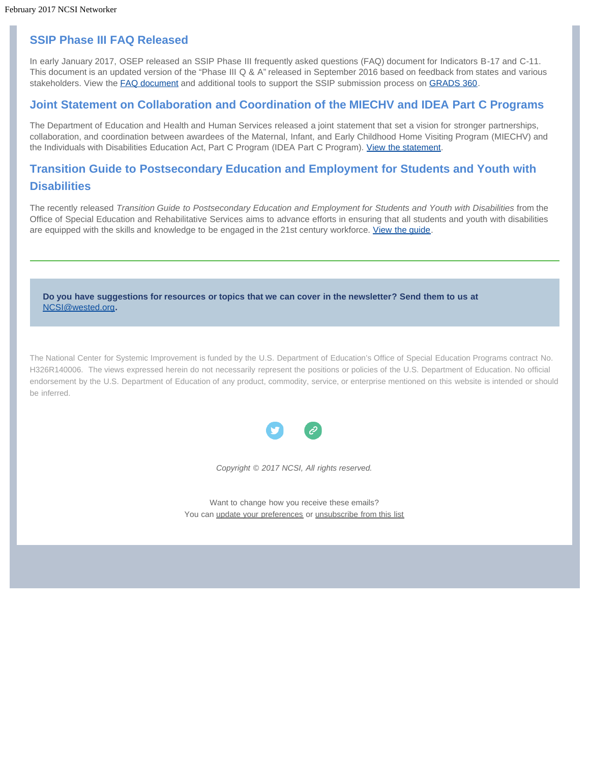## SSIP Phase III FAQ Released

In early January 2017, OSEP released an SSIP Phase III frequently asked questions (FAQ) document for Indicators B-17 and C-11. This document is an updated version of the "Phase III Q & A" released in September 2016 based on feedback from states and various stakeholders. View the FAQ document and additional tools to support the SSIP submission process on GRADS 360.

## Joint Statement on Collaboration and Coordination of the MIECHV and IDEA Part C Programs

The Department of Education and Health and Human Services released a joint statement that set a vision for stronger partnerships, collaboration, and coordination between awardees of the Maternal, Infant, and Early Childhood Home Visiting Program (MIECHV) and the Individuals with Disabilities Education Act, Part C Program (IDEA Part C Program). View the statement.

## Transition Guide to Postsecondary Education and Employment for Students and Youth with Disabilities

The recently released *Transition Guide to Postsecondary Education and Employment for Students and Youth with Disabilities* from the Office of Special Education and Rehabilitative Services aims to advance efforts in ensuring that all students and youth with disabilities are equipped with the skills and knowledge to be engaged in the 21st century workforce. View the guide.

---

**Do you have suggestions for resources or topics that we can cover in the newsletter? Send them to us at NCSI@wested.org.**

The National Center for Systemic Improvement is funded by the U.S. Department of Education's Office of Special Education Programs contract No. H326R140006. The views expressed herein do not necessarily represent the positions or policies of the U.S. Department of Education. No official endorsement by the U.S. Department of Education of any product, commodity, service, or enterprise mentioned on this website is intended or should be inferred.

*Copyright © 2017 NCSI, All rights reserved.*

Want to change how you receive these emails?
You can update your preferences or unsubscribe from this list